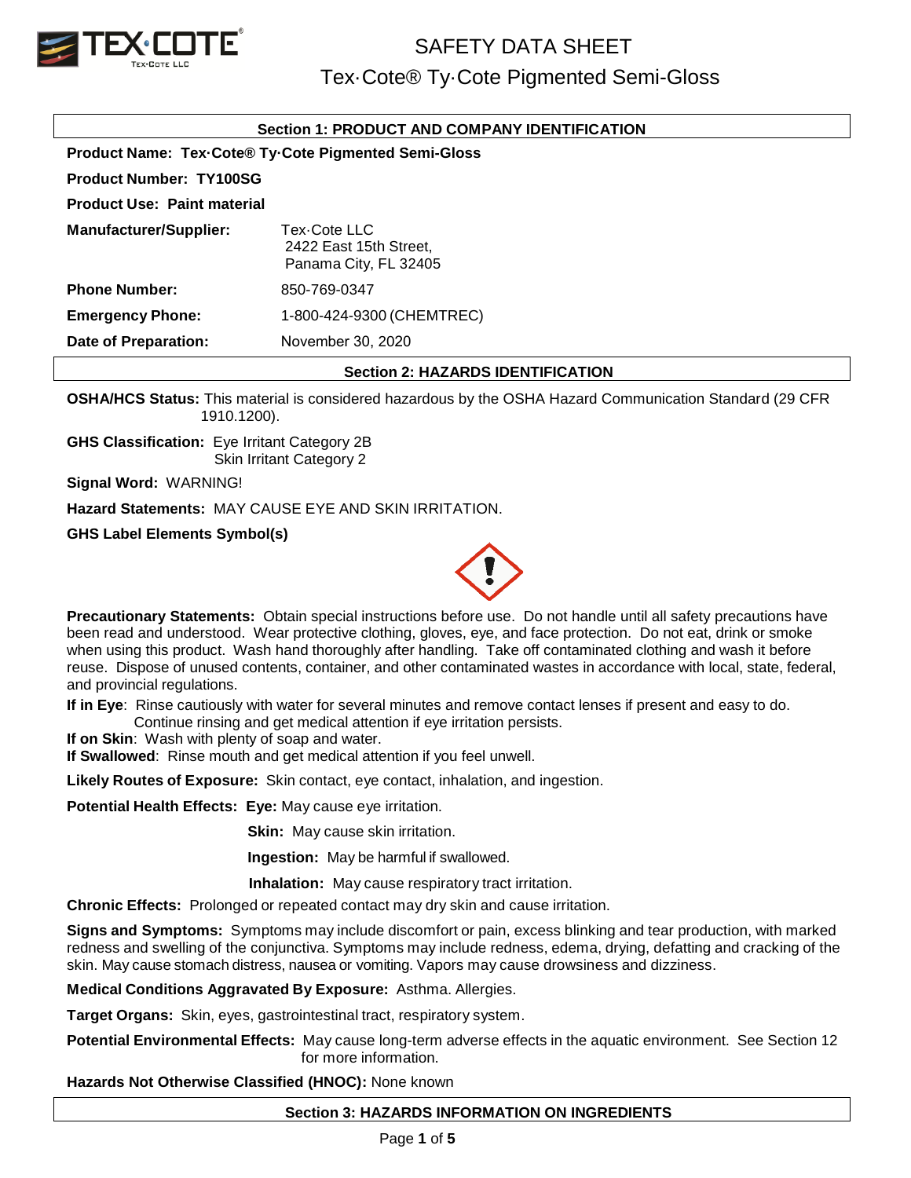# SAFETY DATA SHEET

## Tex·Cote® Ty·Cote Pigmented Semi-Gloss

### Section 1: PRODUCT AND COMPANY IDENTIFICATION

**Product Name: Tex·Cote® Ty·Cote Pigmented Semi-Gloss**

**Product Number: TY100SG**

**Product Use: Paint material**

**Manufacturer/Supplier:** Tex·Cote LLC
2422 East 15th Street,
Panama City, FL 32405

**Phone Number:** 850-769-0347

**Emergency Phone:** 1-800-424-9300 (CHEMTREC)

**Date of Preparation:** November 30, 2020

### Section 2: HAZARDS IDENTIFICATION

**OSHA/HCS Status:** This material is considered hazardous by the OSHA Hazard Communication Standard (29 CFR 1910.1200).

**GHS Classification:** Eye Irritant Category 2B
Skin Irritant Category 2

**Signal Word:** WARNING!

**Hazard Statements:** MAY CAUSE EYE AND SKIN IRRITATION.

**GHS Label Elements Symbol(s)**

**Precautionary Statements:** Obtain special instructions before use. Do not handle until all safety precautions have been read and understood. Wear protective clothing, gloves, eye, and face protection. Do not eat, drink or smoke when using this product. Wash hand thoroughly after handling. Take off contaminated clothing and wash it before reuse. Dispose of unused contents, container, and other contaminated wastes in accordance with local, state, federal, and provincial regulations.

**If in Eye**: Rinse cautiously with water for several minutes and remove contact lenses if present and easy to do. Continue rinsing and get medical attention if eye irritation persists.
**If on Skin**: Wash with plenty of soap and water.
**If Swallowed**: Rinse mouth and get medical attention if you feel unwell.

**Likely Routes of Exposure:** Skin contact, eye contact, inhalation, and ingestion.

**Potential Health Effects:** **Eye:** May cause eye irritation.

**Skin:** May cause skin irritation.

**Ingestion:** May be harmful if swallowed.

**Inhalation:** May cause respiratory tract irritation.

**Chronic Effects:** Prolonged or repeated contact may dry skin and cause irritation.

**Signs and Symptoms:** Symptoms may include discomfort or pain, excess blinking and tear production, with marked redness and swelling of the conjunctiva. Symptoms may include redness, edema, drying, defatting and cracking of the skin. May cause stomach distress, nausea or vomiting. Vapors may cause drowsiness and dizziness.

**Medical Conditions Aggravated By Exposure:** Asthma. Allergies.

**Target Organs:** Skin, eyes, gastrointestinal tract, respiratory system.

**Potential Environmental Effects:** May cause long-term adverse effects in the aquatic environment. See Section 12 for more information.

**Hazards Not Otherwise Classified (HNOC):** None known

### Section 3: HAZARDS INFORMATION ON INGREDIENTS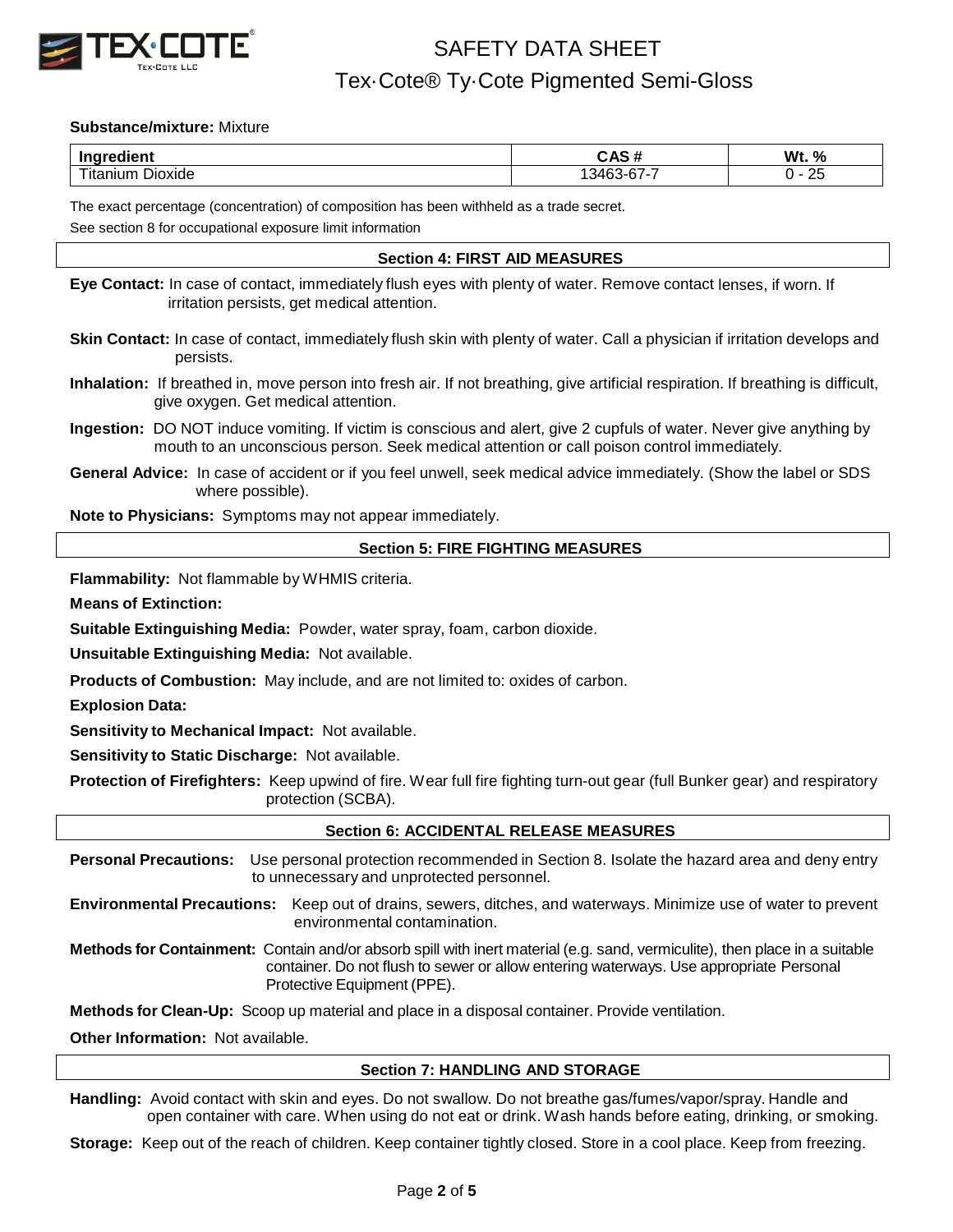**Substance/mixture:** Mixture

| Ingredient | CAS # | Wt. % |
|---|---|---|
| Titanium Dioxide | 13463-67-7 | 0 - 25 |

The exact percentage (concentration) of composition has been withheld as a trade secret.

See section 8 for occupational exposure limit information

## Section 4: FIRST AID MEASURES

**Eye Contact:** In case of contact, immediately flush eyes with plenty of water. Remove contact lenses, if worn. If irritation persists, get medical attention.

**Skin Contact:** In case of contact, immediately flush skin with plenty of water. Call a physician if irritation develops and persists.

**Inhalation:** If breathed in, move person into fresh air. If not breathing, give artificial respiration. If breathing is difficult, give oxygen. Get medical attention.

**Ingestion:** DO NOT induce vomiting. If victim is conscious and alert, give 2 cupfuls of water. Never give anything by mouth to an unconscious person. Seek medical attention or call poison control immediately.

**General Advice:** In case of accident or if you feel unwell, seek medical advice immediately. (Show the label or SDS where possible).

**Note to Physicians:** Symptoms may not appear immediately.

## Section 5: FIRE FIGHTING MEASURES

**Flammability:** Not flammable by WHMIS criteria.

**Means of Extinction:**

**Suitable Extinguishing Media:** Powder, water spray, foam, carbon dioxide.

**Unsuitable Extinguishing Media:** Not available.

**Products of Combustion:** May include, and are not limited to: oxides of carbon.

**Explosion Data:**

**Sensitivity to Mechanical Impact:** Not available.

**Sensitivity to Static Discharge:** Not available.

**Protection of Firefighters:** Keep upwind of fire. Wear full fire fighting turn-out gear (full Bunker gear) and respiratory protection (SCBA).

## Section 6: ACCIDENTAL RELEASE MEASURES

**Personal Precautions:** Use personal protection recommended in Section 8. Isolate the hazard area and deny entry to unnecessary and unprotected personnel.

**Environmental Precautions:** Keep out of drains, sewers, ditches, and waterways. Minimize use of water to prevent environmental contamination.

**Methods for Containment:** Contain and/or absorb spill with inert material (e.g. sand, vermiculite), then place in a suitable container. Do not flush to sewer or allow entering waterways. Use appropriate Personal Protective Equipment (PPE).

**Methods for Clean-Up:** Scoop up material and place in a disposal container. Provide ventilation.

**Other Information:** Not available.

## Section 7: HANDLING AND STORAGE

**Handling:** Avoid contact with skin and eyes. Do not swallow. Do not breathe gas/fumes/vapor/spray. Handle and open container with care. When using do not eat or drink. Wash hands before eating, drinking, or smoking.

**Storage:** Keep out of the reach of children. Keep container tightly closed. Store in a cool place. Keep from freezing.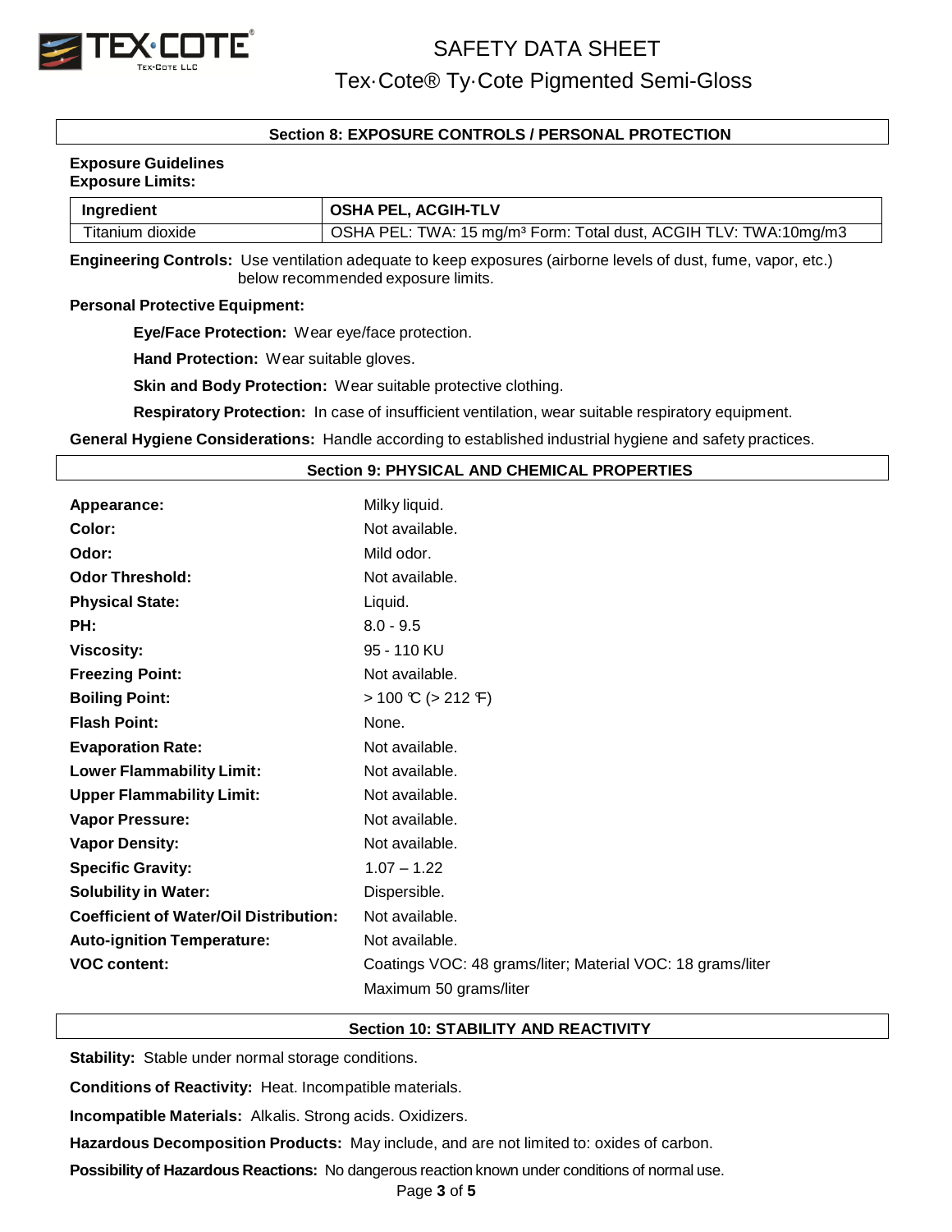## Section 8: EXPOSURE CONTROLS / PERSONAL PROTECTION

**Exposure Guidelines**
**Exposure Limits:**

| Ingredient | OSHA PEL, ACGIH-TLV |
|---|---|
| Titanium dioxide | OSHA PEL: TWA: 15 mg/m³ Form: Total dust, ACGIH TLV: TWA:10mg/m3 |

**Engineering Controls:** Use ventilation adequate to keep exposures (airborne levels of dust, fume, vapor, etc.) below recommended exposure limits.

**Personal Protective Equipment:**

**Eye/Face Protection:** Wear eye/face protection.

**Hand Protection:** Wear suitable gloves.

**Skin and Body Protection:** Wear suitable protective clothing.

**Respiratory Protection:** In case of insufficient ventilation, wear suitable respiratory equipment.

**General Hygiene Considerations:** Handle according to established industrial hygiene and safety practices.

## Section 9: PHYSICAL AND CHEMICAL PROPERTIES

**Appearance:** Milky liquid.

**Color:** Not available.

**Odor:** Mild odor.

**Odor Threshold:** Not available.

**Physical State:** Liquid.

**PH:** 8.0 - 9.5

**Viscosity:** 95 - 110 KU

**Freezing Point:** Not available.

**Boiling Point:** > 100 ℃ (> 212 ℉)

**Flash Point:** None.

**Evaporation Rate:** Not available.

**Lower Flammability Limit:** Not available.

**Upper Flammability Limit:** Not available.

**Vapor Pressure:** Not available.

**Vapor Density:** Not available.

**Specific Gravity:** 1.07 – 1.22

**Solubility in Water:** Dispersible.

**Coefficient of Water/Oil Distribution:** Not available.

**Auto-ignition Temperature:** Not available.

**VOC content:** Coatings VOC: 48 grams/liter; Material VOC: 18 grams/liter
Maximum 50 grams/liter

## Section 10: STABILITY AND REACTIVITY

**Stability:** Stable under normal storage conditions.

**Conditions of Reactivity:** Heat. Incompatible materials.

**Incompatible Materials:** Alkalis. Strong acids. Oxidizers.

**Hazardous Decomposition Products:** May include, and are not limited to: oxides of carbon.

**Possibility of Hazardous Reactions:** No dangerous reaction known under conditions of normal use.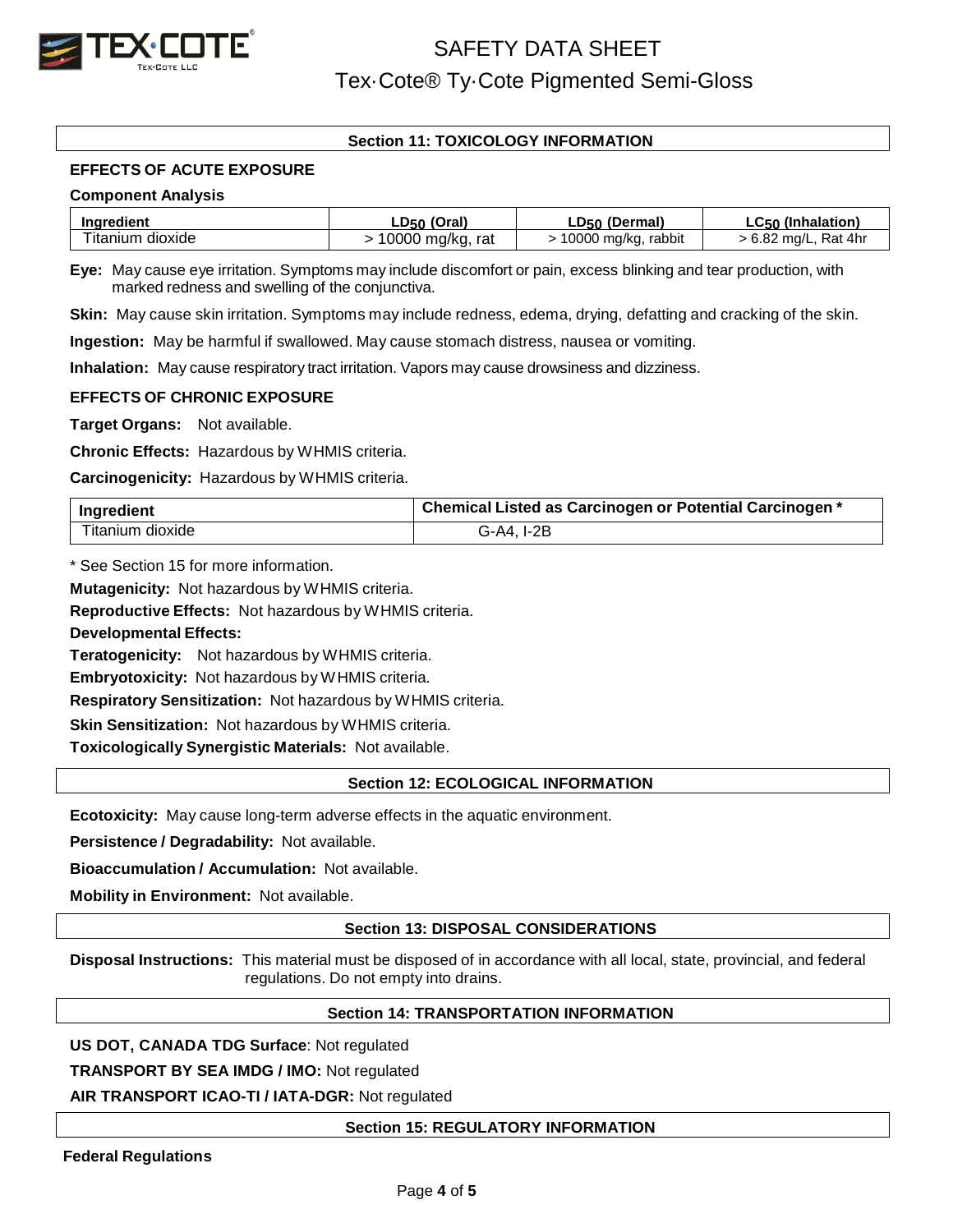## Section 11: TOXICOLOGY INFORMATION

### EFFECTS OF ACUTE EXPOSURE

**Component Analysis**

| Ingredient | $LD_{50}$ (Oral) | $LD_{50}$ (Dermal) | $LC_{50}$ (Inhalation) |
|---|---|---|---|
| Titanium dioxide | > 10000 mg/kg, rat | > 10000 mg/kg, rabbit | > 6.82 mg/L, Rat 4hr |

**Eye:** May cause eye irritation. Symptoms may include discomfort or pain, excess blinking and tear production, with marked redness and swelling of the conjunctiva.

**Skin:** May cause skin irritation. Symptoms may include redness, edema, drying, defatting and cracking of the skin.

**Ingestion:** May be harmful if swallowed. May cause stomach distress, nausea or vomiting.

**Inhalation:** May cause respiratory tract irritation. Vapors may cause drowsiness and dizziness.

### EFFECTS OF CHRONIC EXPOSURE

**Target Organs:** Not available.

**Chronic Effects:** Hazardous by WHMIS criteria.

**Carcinogenicity:** Hazardous by WHMIS criteria.

| Ingredient | Chemical Listed as Carcinogen or Potential Carcinogen * |
|---|---|
| Titanium dioxide | G-A4, I-2B |

* See Section 15 for more information.

**Mutagenicity:** Not hazardous by WHMIS criteria.

**Reproductive Effects:** Not hazardous by WHMIS criteria.

**Developmental Effects:**

**Teratogenicity:** Not hazardous by WHMIS criteria.

**Embryotoxicity:** Not hazardous by WHMIS criteria.

**Respiratory Sensitization:** Not hazardous by WHMIS criteria.

**Skin Sensitization:** Not hazardous by WHMIS criteria.

**Toxicologically Synergistic Materials:** Not available.

## Section 12: ECOLOGICAL INFORMATION

**Ecotoxicity:** May cause long-term adverse effects in the aquatic environment.

**Persistence / Degradability:** Not available.

**Bioaccumulation / Accumulation:** Not available.

**Mobility in Environment:** Not available.

## Section 13: DISPOSAL CONSIDERATIONS

**Disposal Instructions:** This material must be disposed of in accordance with all local, state, provincial, and federal regulations. Do not empty into drains.

## Section 14: TRANSPORTATION INFORMATION

**US DOT, CANADA TDG Surface**: Not regulated

**TRANSPORT BY SEA IMDG / IMO:** Not regulated

**AIR TRANSPORT ICAO-TI / IATA-DGR:** Not regulated

## Section 15: REGULATORY INFORMATION

**Federal Regulations**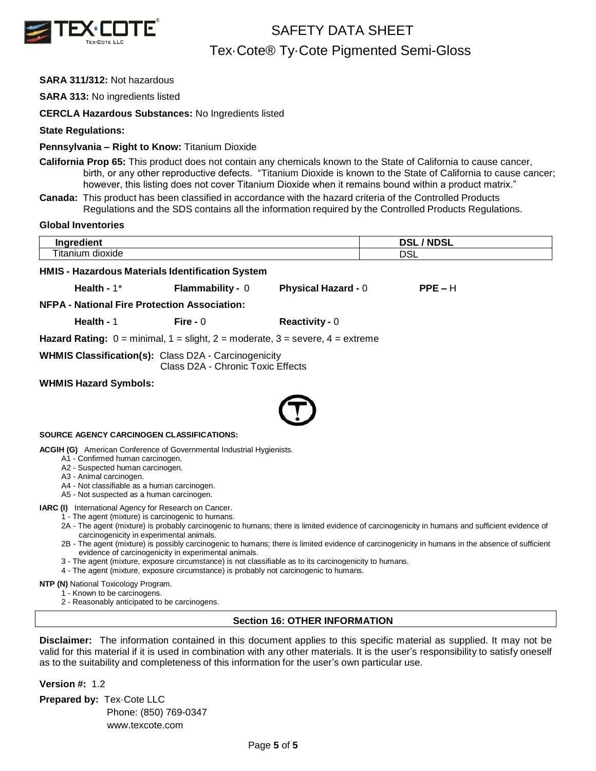**SARA 311/312:** Not hazardous

**SARA 313:** No ingredients listed

**CERCLA Hazardous Substances:** No Ingredients listed

**State Regulations:**

**Pennsylvania – Right to Know:** Titanium Dioxide

**California Prop 65:** This product does not contain any chemicals known to the State of California to cause cancer, birth, or any other reproductive defects. "Titanium Dioxide is known to the State of California to cause cancer; however, this listing does not cover Titanium Dioxide when it remains bound within a product matrix."

**Canada:** This product has been classified in accordance with the hazard criteria of the Controlled Products Regulations and the SDS contains all the information required by the Controlled Products Regulations.

**Global Inventories**

| Ingredient | DSL / NDSL |
|---|---|
| Titanium dioxide | DSL |

**HMIS - Hazardous Materials Identification System**

**Health -** 1* **Flammability -** 0 **Physical Hazard -** 0 **PPE –** H

**NFPA - National Fire Protection Association:**

**Health -** 1 **Fire -** 0 **Reactivity -** 0

**Hazard Rating:** 0 = minimal, 1 = slight, 2 = moderate, 3 = severe, 4 = extreme

**WHMIS Classification(s):** Class D2A - Carcinogenicity
Class D2A - Chronic Toxic Effects

**WHMIS Hazard Symbols:**

**SOURCE AGENCY CARCINOGEN CLASSIFICATIONS:**

**ACGIH (G)** American Conference of Governmental Industrial Hygienists.
- A1 - Confirmed human carcinogen.
- A2 - Suspected human carcinogen.
- A3 - Animal carcinogen.
- A4 - Not classifiable as a human carcinogen.
- A5 - Not suspected as a human carcinogen.

**IARC (I)** International Agency for Research on Cancer.
- 1 - The agent (mixture) is carcinogenic to humans.
- 2A - The agent (mixture) is probably carcinogenic to humans; there is limited evidence of carcinogenicity in humans and sufficient evidence of carcinogenicity in experimental animals.
- 2B - The agent (mixture) is possibly carcinogenic to humans; there is limited evidence of carcinogenicity in humans in the absence of sufficient evidence of carcinogenicity in experimental animals.
- 3 - The agent (mixture, exposure circumstance) is not classifiable as to its carcinogenicity to humans.
- 4 - The agent (mixture, exposure circumstance) is probably not carcinogenic to humans.

**NTP (N)** National Toxicology Program.
- 1 - Known to be carcinogens.
- 2 - Reasonably anticipated to be carcinogens.

## Section 16: OTHER INFORMATION

**Disclaimer:** The information contained in this document applies to this specific material as supplied. It may not be valid for this material if it is used in combination with any other materials. It is the user's responsibility to satisfy oneself as to the suitability and completeness of this information for the user's own particular use.

**Version #:** 1.2

**Prepared by:** Tex·Cote LLC
Phone: (850) 769-0347
www.texcote.com